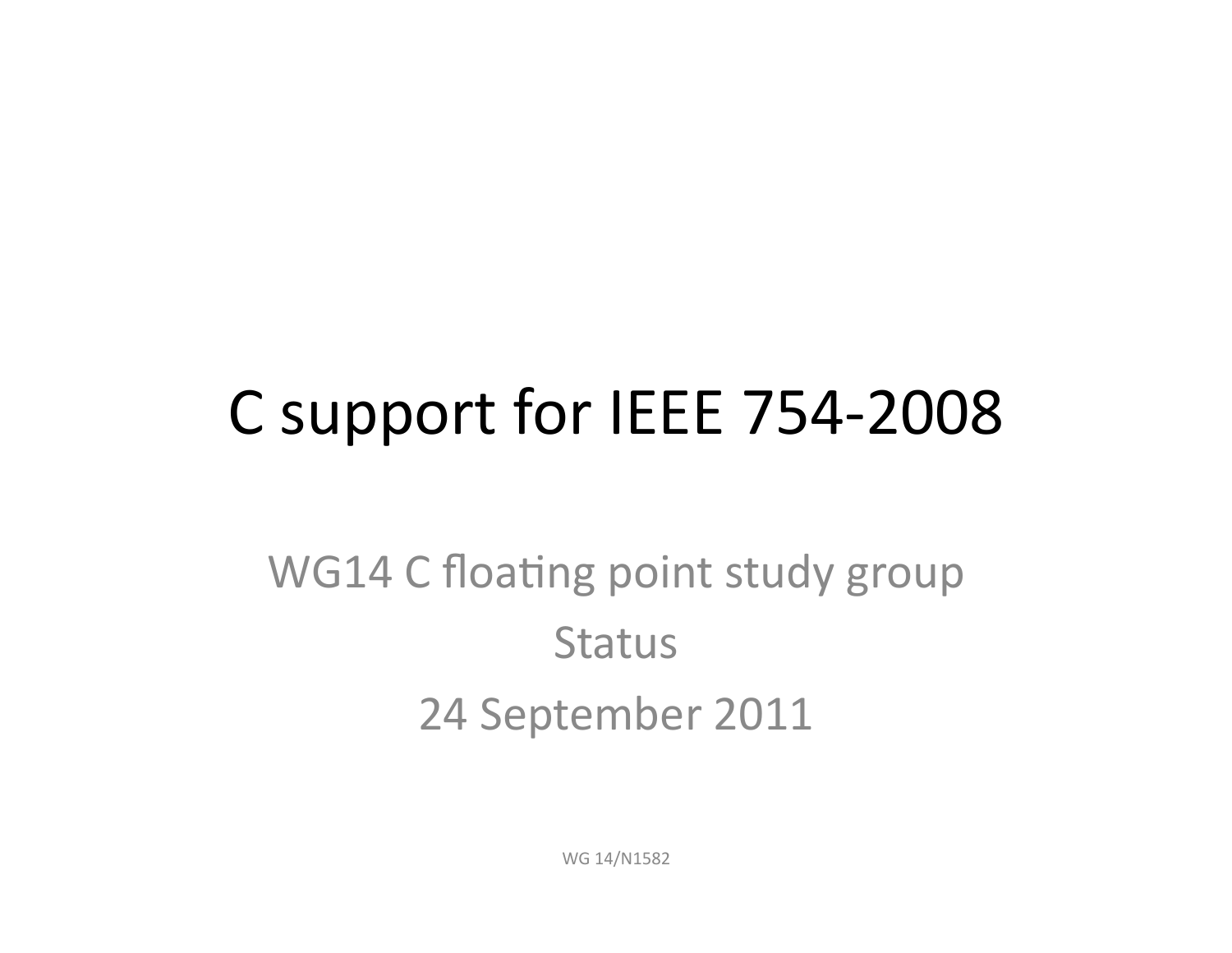# C support for IEEE 754-2008

WG14 C floating point study group

Status

24 September 2011

WG 14/N1582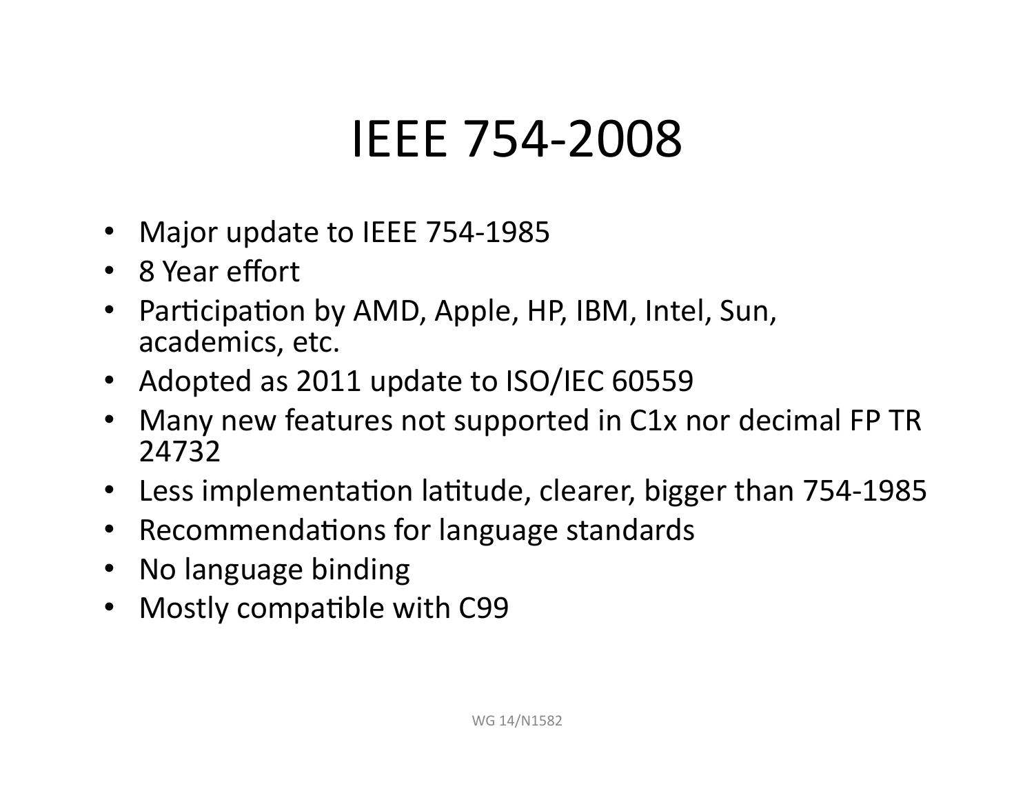# IEEE 754-2008

- Major update to IEEE 754-1985
- 8 Year effort
- Participation by AMD, Apple, HP, IBM, Intel, Sun, academics, etc.
- Adopted as 2011 update to ISO/IEC 60559
- Many new features not supported in C1x nor decimal FP TR 24732
- Less implementation latitude, clearer, bigger than 754-1985
- Recommendations for language standards
- No language binding
- Mostly compatible with C99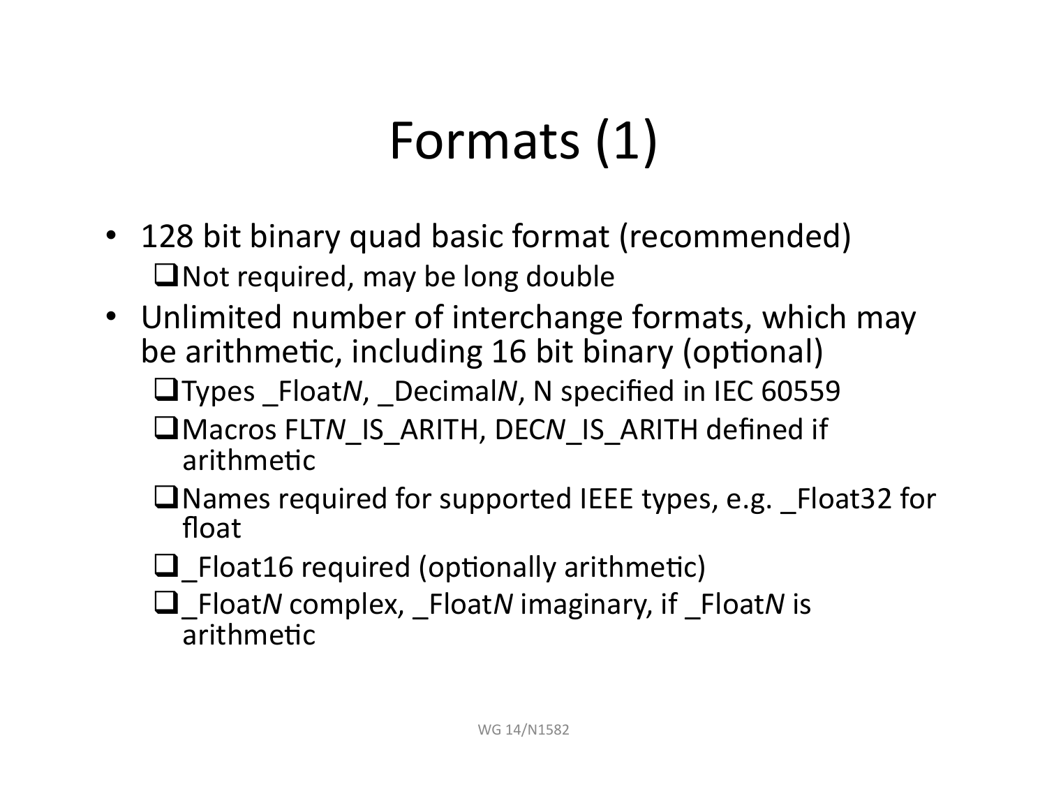# Formats (1)

- 128 bit binary quad basic format (recommended)
  - Not required, may be long double
- Unlimited number of interchange formats, which may be arithmetic, including 16 bit binary (optional)
  - Types _Float*N*, _Decimal*N*, N specified in IEC 60559
  - Macros FLT*N*_IS_ARITH, DEC*N*_IS_ARITH defined if arithmetic
  - Names required for supported IEEE types, e.g. _Float32 for float
  - _Float16 required (optionally arithmetic)
  - _Float*N* complex, _Float*N* imaginary, if _Float*N* is arithmetic

WG 14/N1582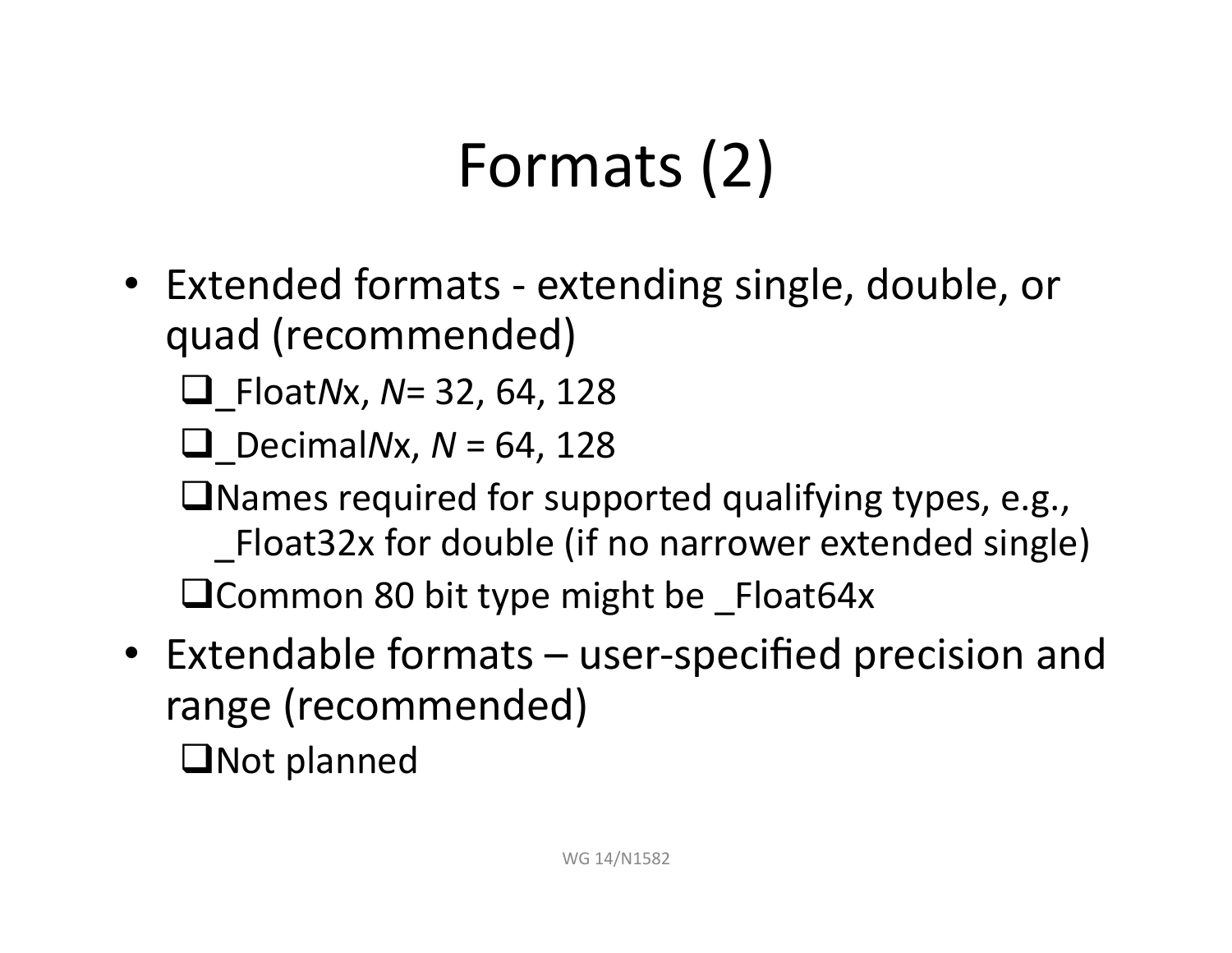# Formats (2)

- Extended formats - extending single, double, or quad (recommended)
  - _Float*N*x, *N*= 32, 64, 128
  - _Decimal*N*x, *N* = 64, 128
  - Names required for supported qualifying types, e.g., _Float32x for double (if no narrower extended single)
  - Common 80 bit type might be _Float64x
- Extendable formats – user-specified precision and range (recommended)
  - Not planned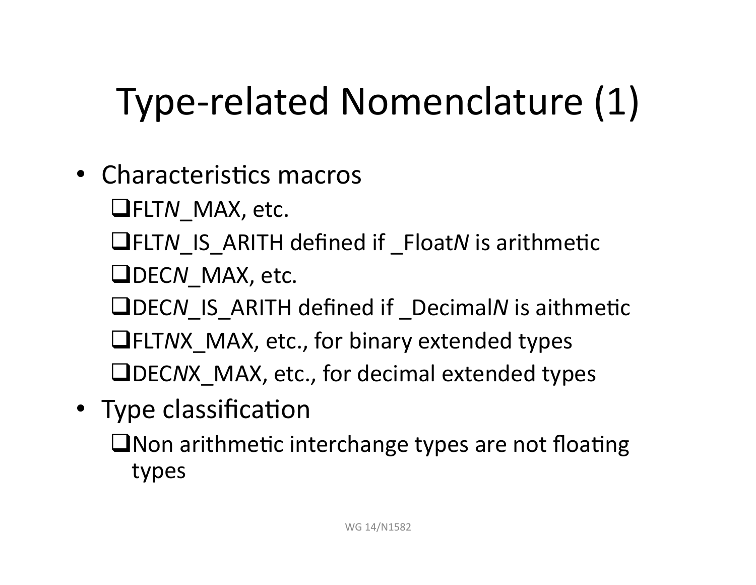# Type-related Nomenclature (1)

- Characteristics macros
  - FLT*N*_MAX, etc.
  - FLT*N*_IS_ARITH defined if _Float*N* is arithmetic
  - DEC*N*_MAX, etc.
  - DEC*N*_IS_ARITH defined if _Decimal*N* is aithmetic
  - FLT*N*X_MAX, etc., for binary extended types
  - DEC*N*X_MAX, etc., for decimal extended types
- Type classification
  - Non arithmetic interchange types are not floating types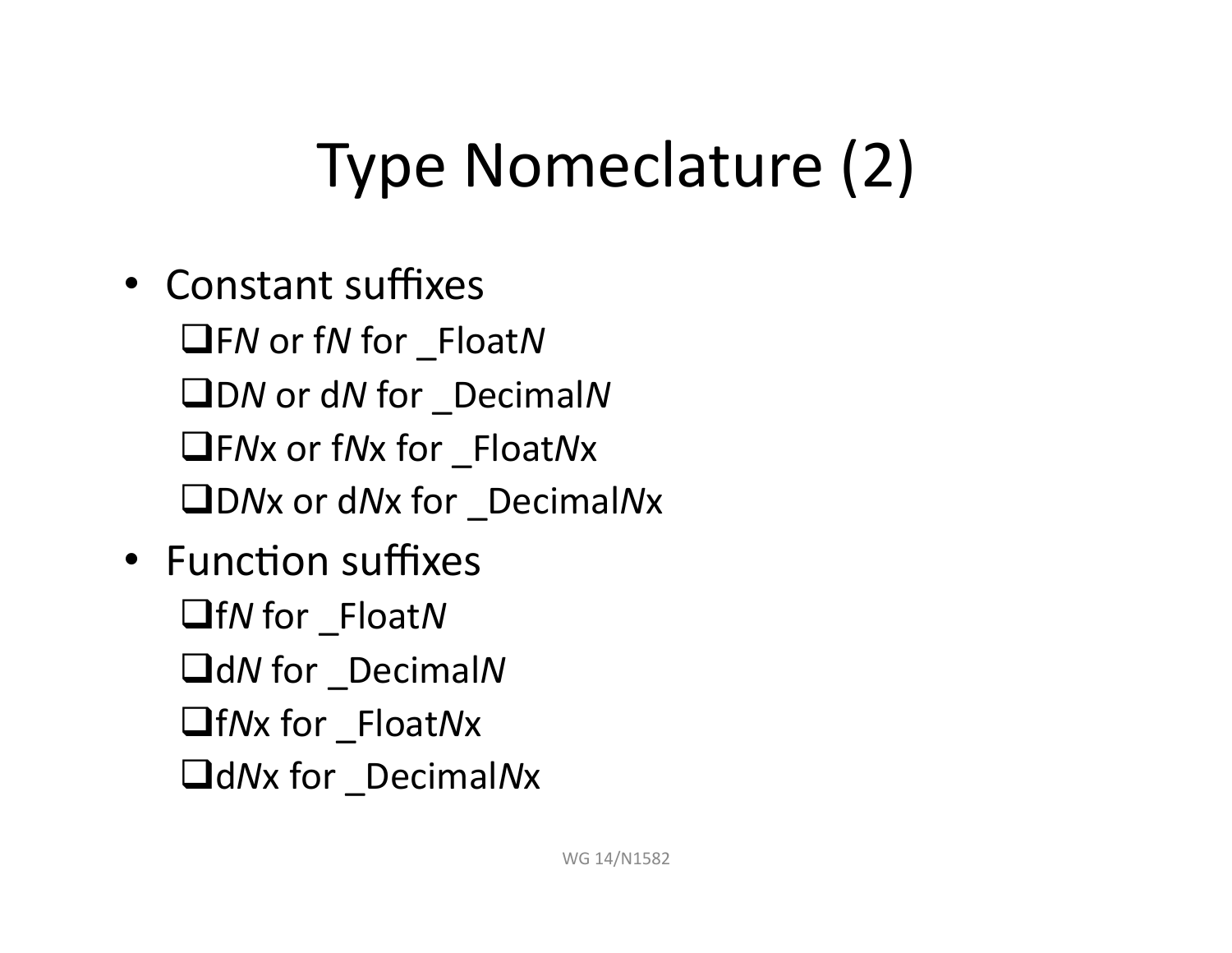# Type Nomeclature (2)

- Constant suffixes
  - F*N* or f*N* for _Float*N*
  - D*N* or d*N* for _Decimal*N*
  - F*N*x or f*N*x for _Float*N*x
  - D*N*x or d*N*x for _Decimal*N*x
- Function suffixes
  - f*N* for _Float*N*
  - d*N* for _Decimal*N*
  - f*N*x for _Float*N*x
  - d*N*x for _Decimal*N*x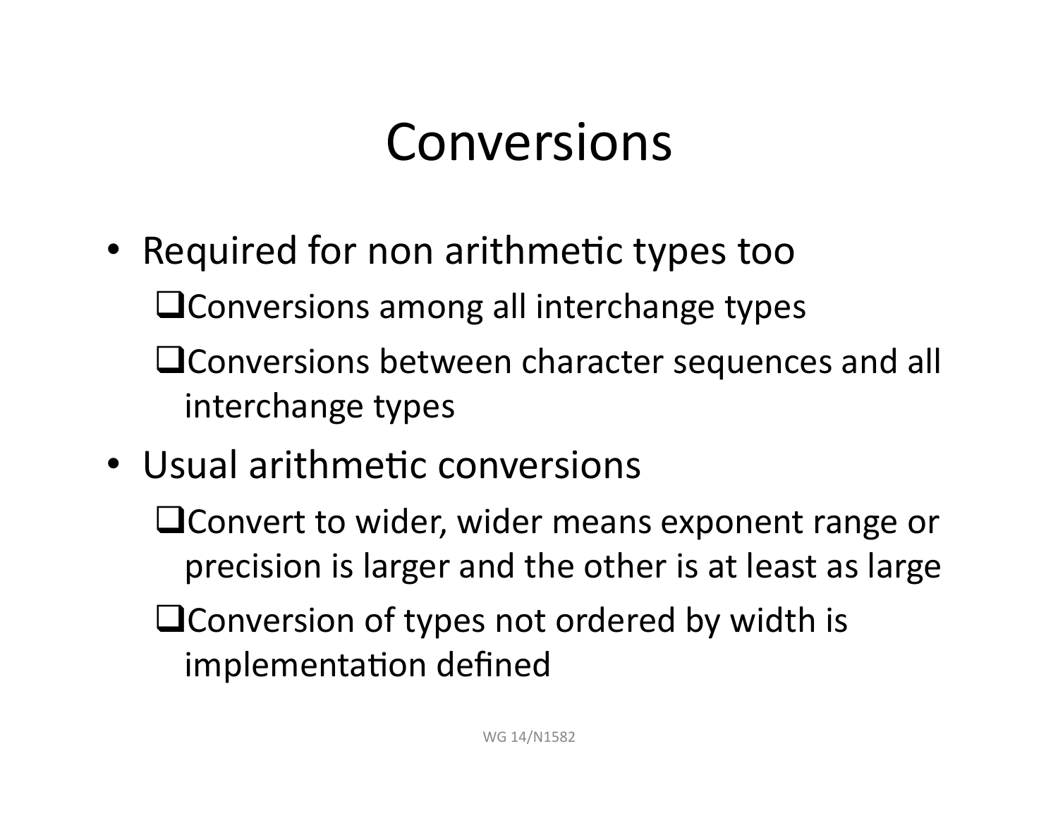# Conversions

- Required for non arithmetic types too
  - Conversions among all interchange types
  - Conversions between character sequences and all interchange types
- Usual arithmetic conversions
  - Convert to wider, wider means exponent range or precision is larger and the other is at least as large
  - Conversion of types not ordered by width is implementation defined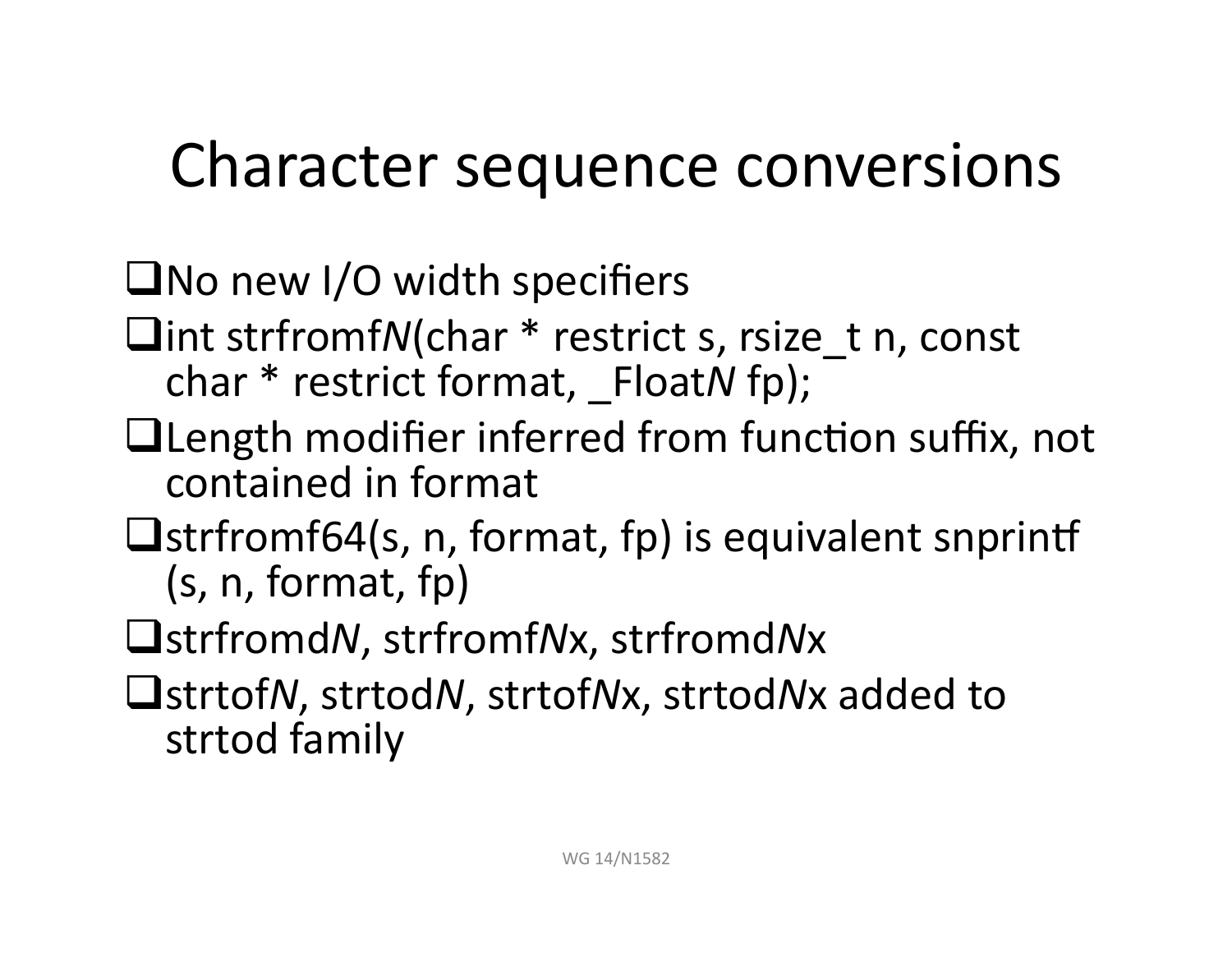# Character sequence conversions

- No new I/O width specifiers
- int strfromf*N*(char * restrict s, rsize_t n, const char * restrict format, _Float*N* fp);
- Length modifier inferred from function suffix, not contained in format
- strfromf64(s, n, format, fp) is equivalent snprintf (s, n, format, fp)
- strfromd*N*, strfromf*N*x, strfromd*N*x
- strtof*N*, strtod*N*, strtof*N*x, strtod*N*x added to strtod family

WG 14/N1582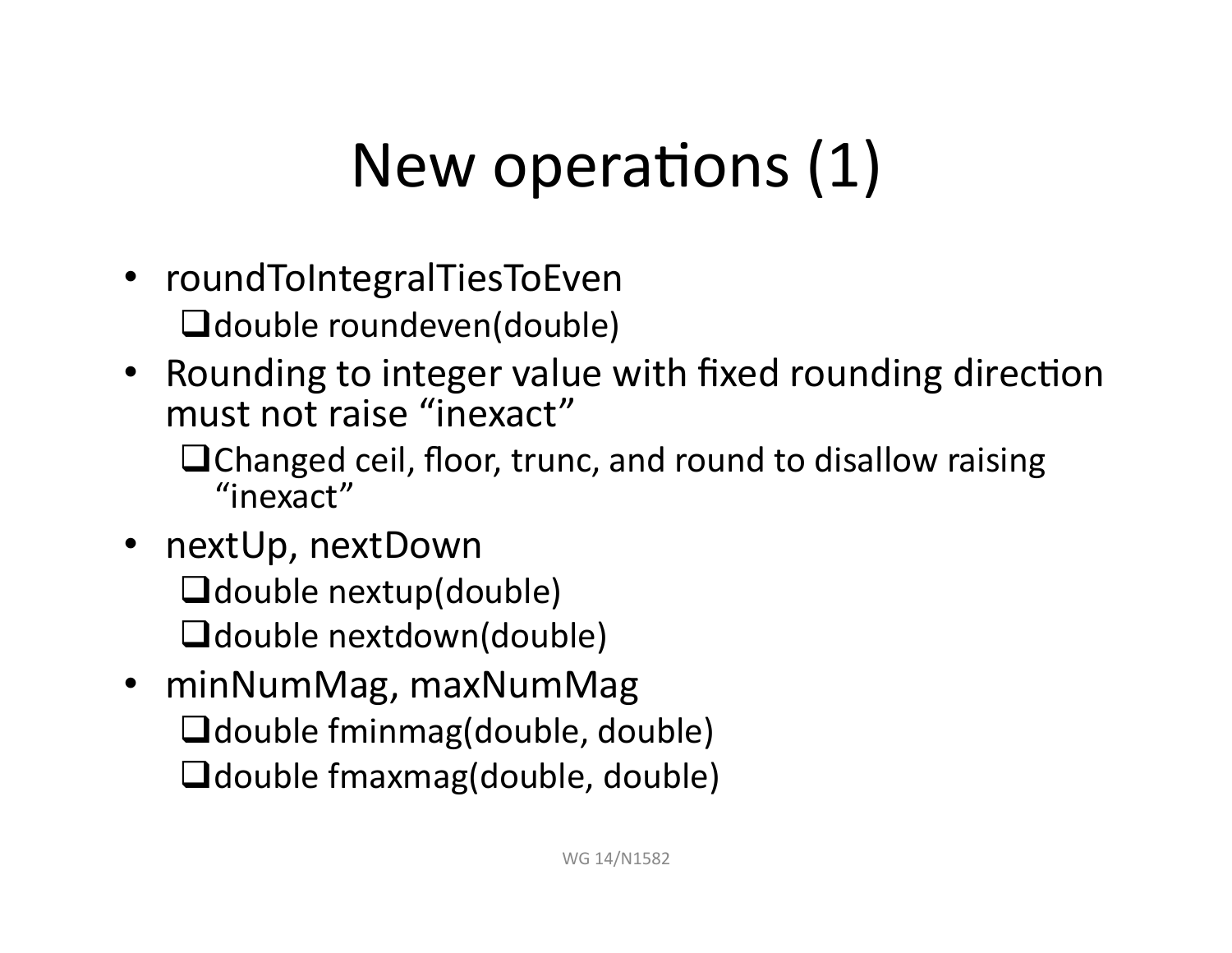# New operations (1)

- roundToIntegralTiesToEven
  - double roundeven(double)
- Rounding to integer value with fixed rounding direction must not raise "inexact"
  - Changed ceil, floor, trunc, and round to disallow raising "inexact"
- nextUp, nextDown
  - double nextup(double)
  - double nextdown(double)
- minNumMag, maxNumMag
  - double fminmag(double, double)
  - double fmaxmag(double, double)

WG 14/N1582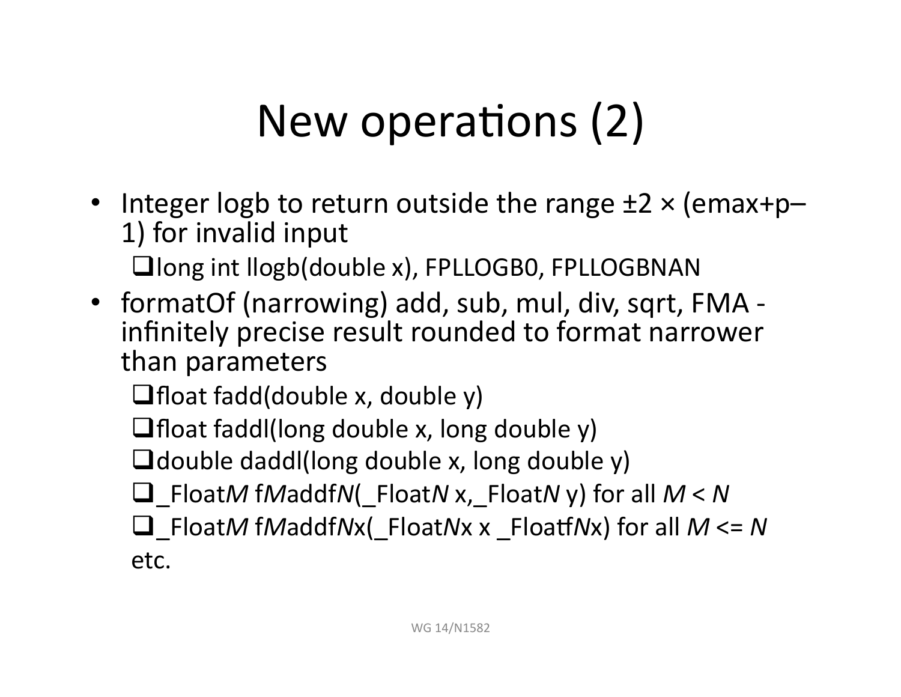# New operations (2)

- Integer logb to return outside the range ±2 × (emax+p–1) for invalid input
  - long int llogb(double x), FPLLOGB0, FPLLOGBNAN
- formatOf (narrowing) add, sub, mul, div, sqrt, FMA - infinitely precise result rounded to format narrower than parameters
  - float fadd(double x, double y)
  - float faddl(long double x, long double y)
  - double daddl(long double x, long double y)
  - _Float*M* f*M*addf*N*(_Float*N* x,_Float*N* y) for all *M* < *N*
  - _Float*M* f*M*addf*N*x(_Float*N*x x _Floatf*N*x) for all *M* <= *N*

  etc.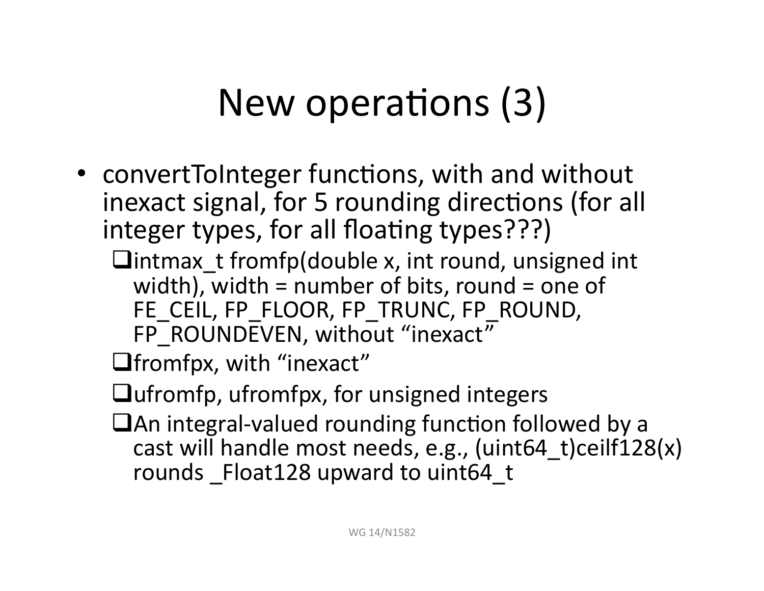# New operations (3)

- convertToInteger functions, with and without inexact signal, for 5 rounding directions (for all integer types, for all floating types???)
  - intmax_t fromfp(double x, int round, unsigned int width), width = number of bits, round = one of FE_CEIL, FP_FLOOR, FP_TRUNC, FP_ROUND, FP_ROUNDEVEN, without "inexact"
  - fromfpx, with "inexact"
  - ufromfp, ufromfpx, for unsigned integers
  - An integral-valued rounding function followed by a cast will handle most needs, e.g., (uint64_t)ceilf128(x) rounds _Float128 upward to uint64_t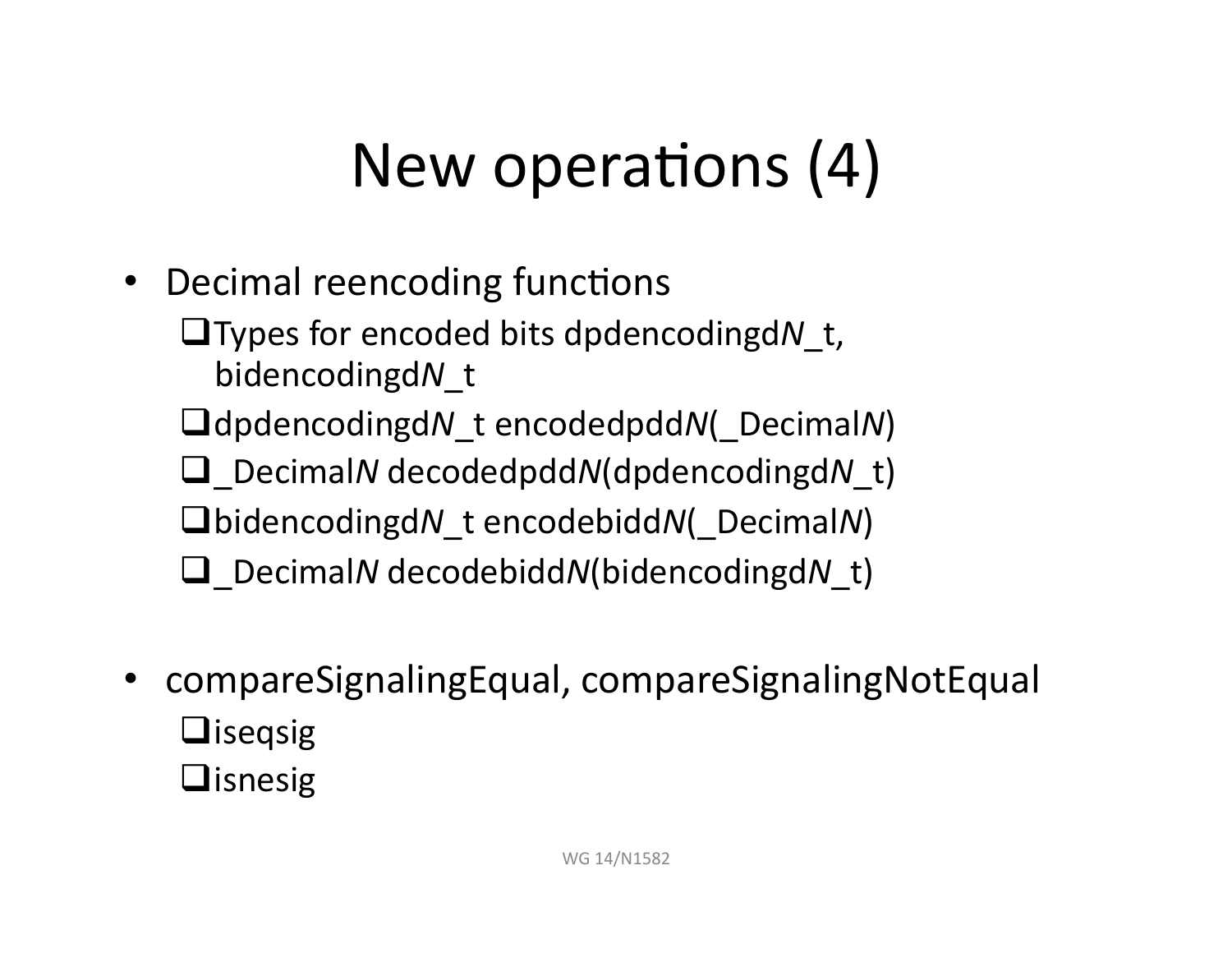# New operations (4)

- Decimal reencoding functions
  - Types for encoded bits dpdencodingd*N*_t, bidencodingd*N*_t
  - dpdencodingd*N*_t encodedpdd*N*(_Decimal*N*)
  - _Decimal*N* decodedpdd*N*(dpdencodingd*N*_t)
  - bidencodingd*N*_t encodebidd*N*(_Decimal*N*)
  - _Decimal*N* decodebidd*N*(bidencodingd*N*_t)

- compareSignalingEqual, compareSignalingNotEqual
  - iseqsig
  - isnesig

WG 14/N1582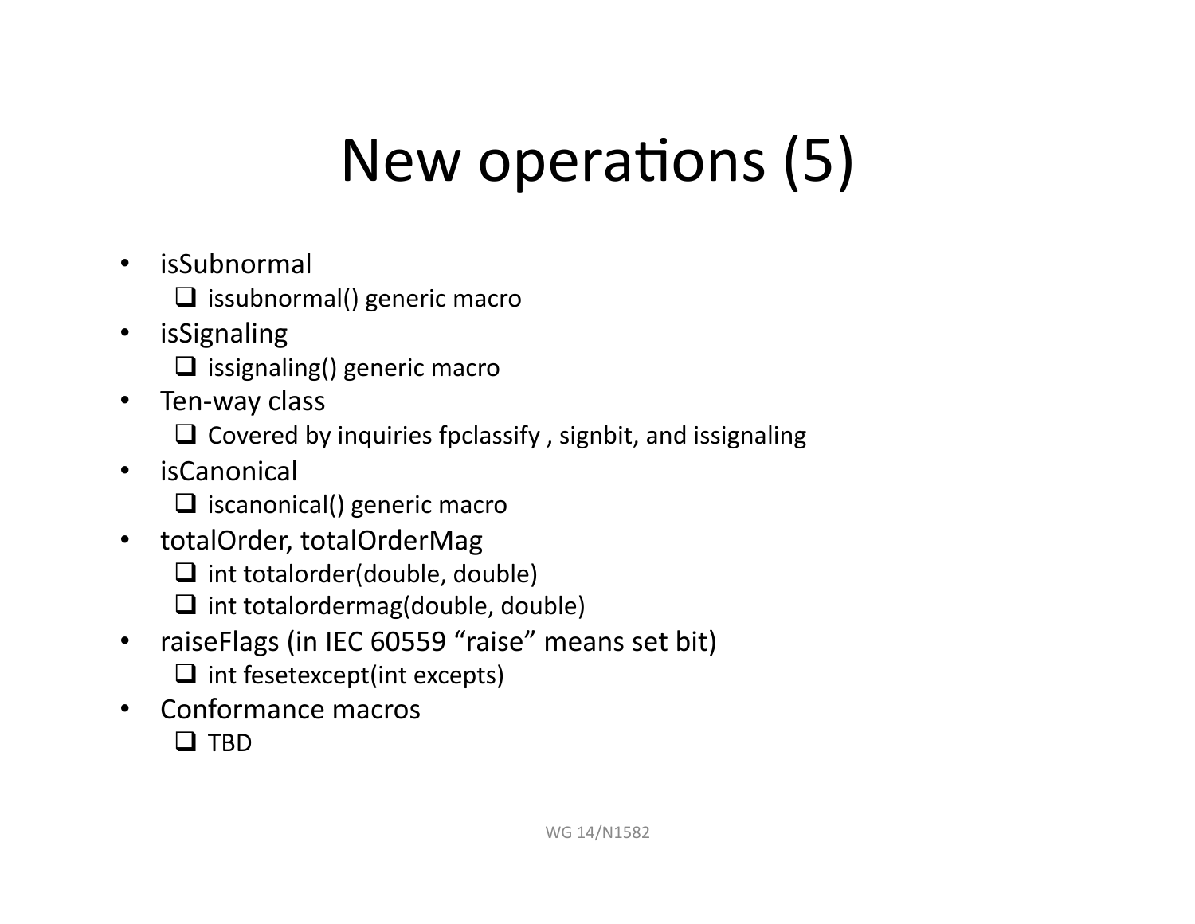# New operations (5)

- isSubnormal
  - issubnormal() generic macro
- isSignaling
  - issignaling() generic macro
- Ten-way class
  - Covered by inquiries fpclassify , signbit, and issignaling
- isCanonical
  - iscanonical() generic macro
- totalOrder, totalOrderMag
  - int totalorder(double, double)
  - int totalordermag(double, double)
- raiseFlags (in IEC 60559 “raise” means set bit)
  - int fesetexcept(int excepts)
- Conformance macros
  - TBD

WG 14/N1582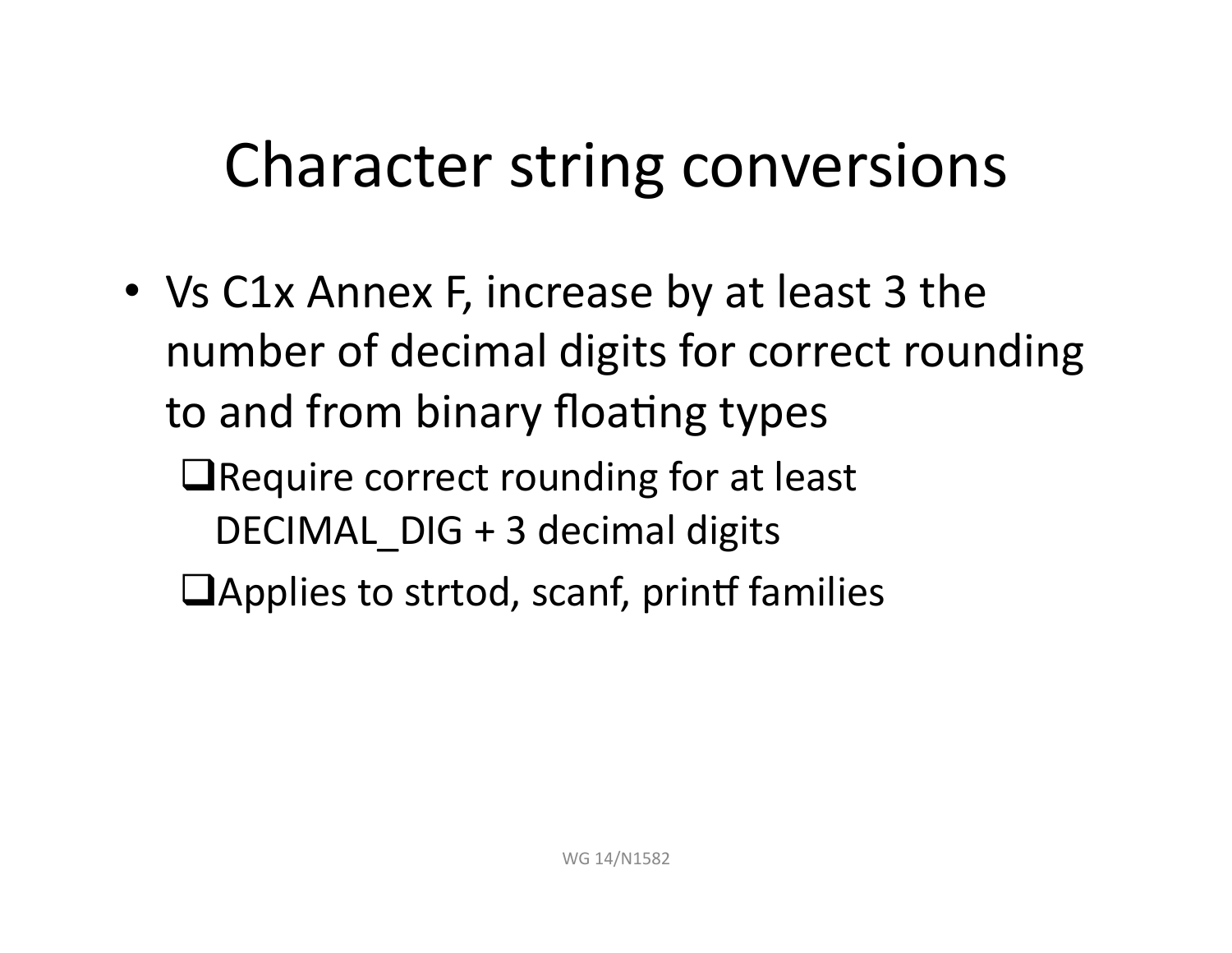# Character string conversions

- Vs C1x Annex F, increase by at least 3 the number of decimal digits for correct rounding to and from binary floating types
  - Require correct rounding for at least DECIMAL_DIG + 3 decimal digits
  - Applies to strtod, scanf, printf families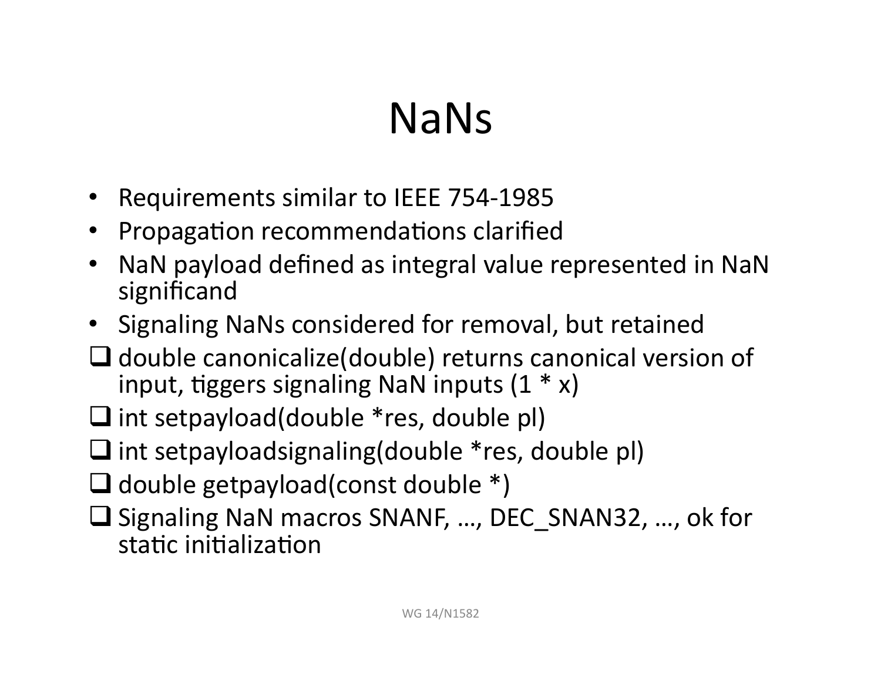# NaNs

- Requirements similar to IEEE 754-1985
- Propagation recommendations clarified
- NaN payload defined as integral value represented in NaN significand
- Signaling NaNs considered for removal, but retained

- [ ] double canonicalize(double) returns canonical version of input, tiggers signaling NaN inputs (1 * x)
- [ ] int setpayload(double *res, double pl)
- [ ] int setpayloadsignaling(double *res, double pl)
- [ ] double getpayload(const double *)
- [ ] Signaling NaN macros SNANF, …, DEC_SNAN32, …, ok for static initialization

WG 14/N1582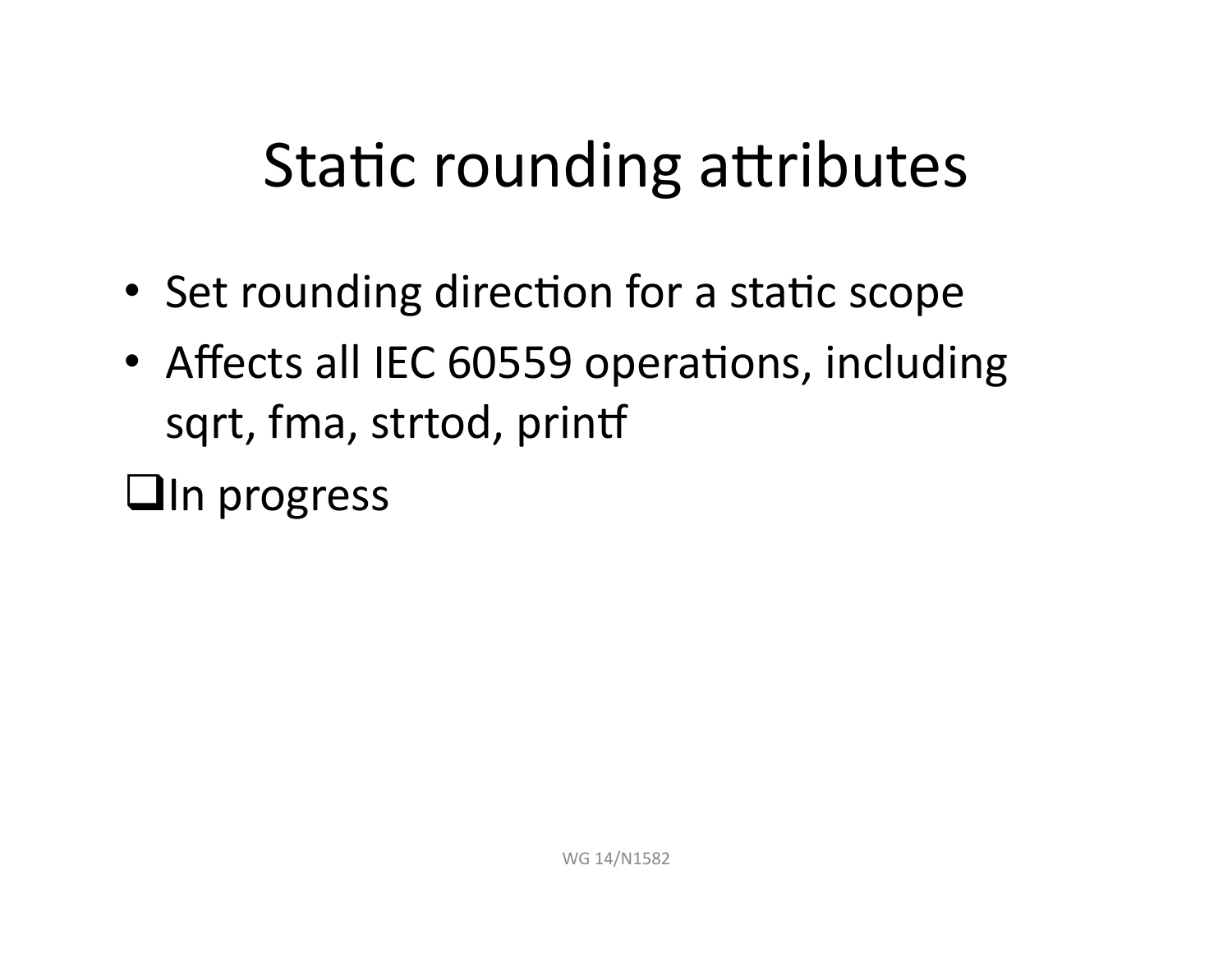# Static rounding attributes

- Set rounding direction for a static scope
- Affects all IEC 60559 operations, including sqrt, fma, strtod, printf

- [ ] In progress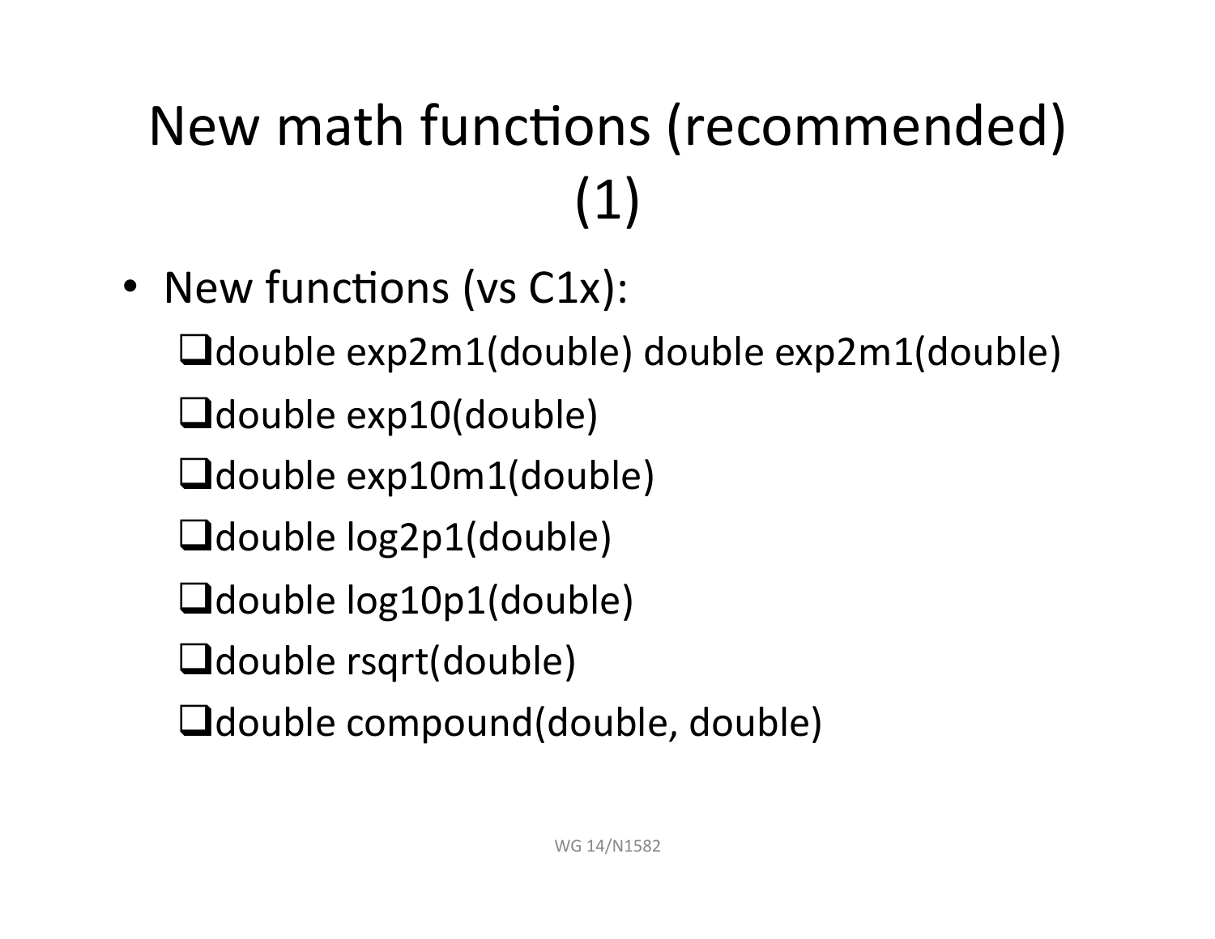# New math functions (recommended) (1)

- New functions (vs C1x):
  - ❑double exp2m1(double) double exp2m1(double)
  - ❑double exp10(double)
  - ❑double exp10m1(double)
  - ❑double log2p1(double)
  - ❑double log10p1(double)
  - ❑double rsqrt(double)
  - ❑double compound(double, double)

WG 14/N1582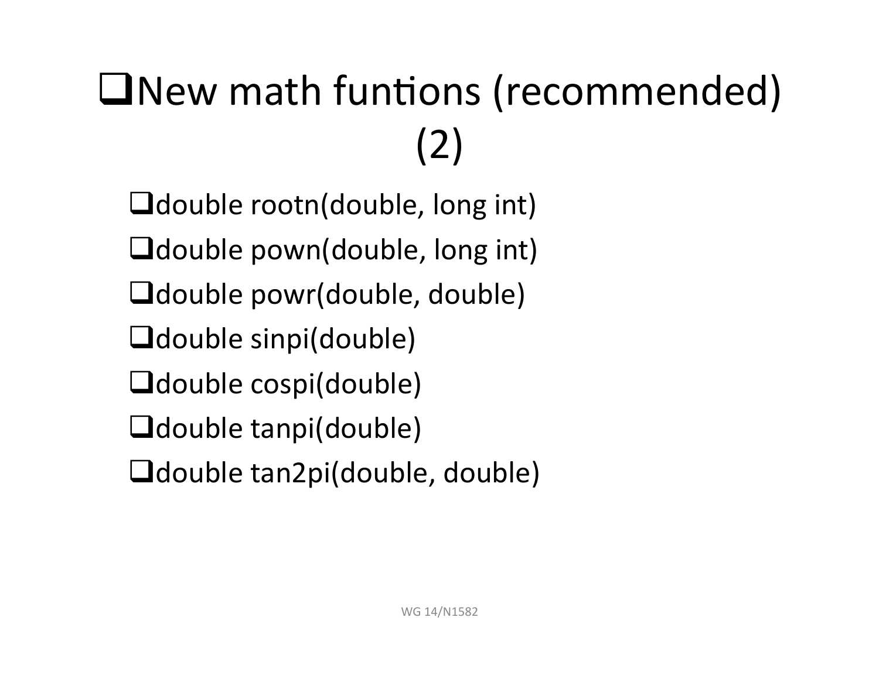# ❑New math funtions (recommended) (2)

- ❑double rootn(double, long int)
- ❑double pown(double, long int)
- ❑double powr(double, double)
- ❑double sinpi(double)
- ❑double cospi(double)
- ❑double tanpi(double)
- ❑double tan2pi(double, double)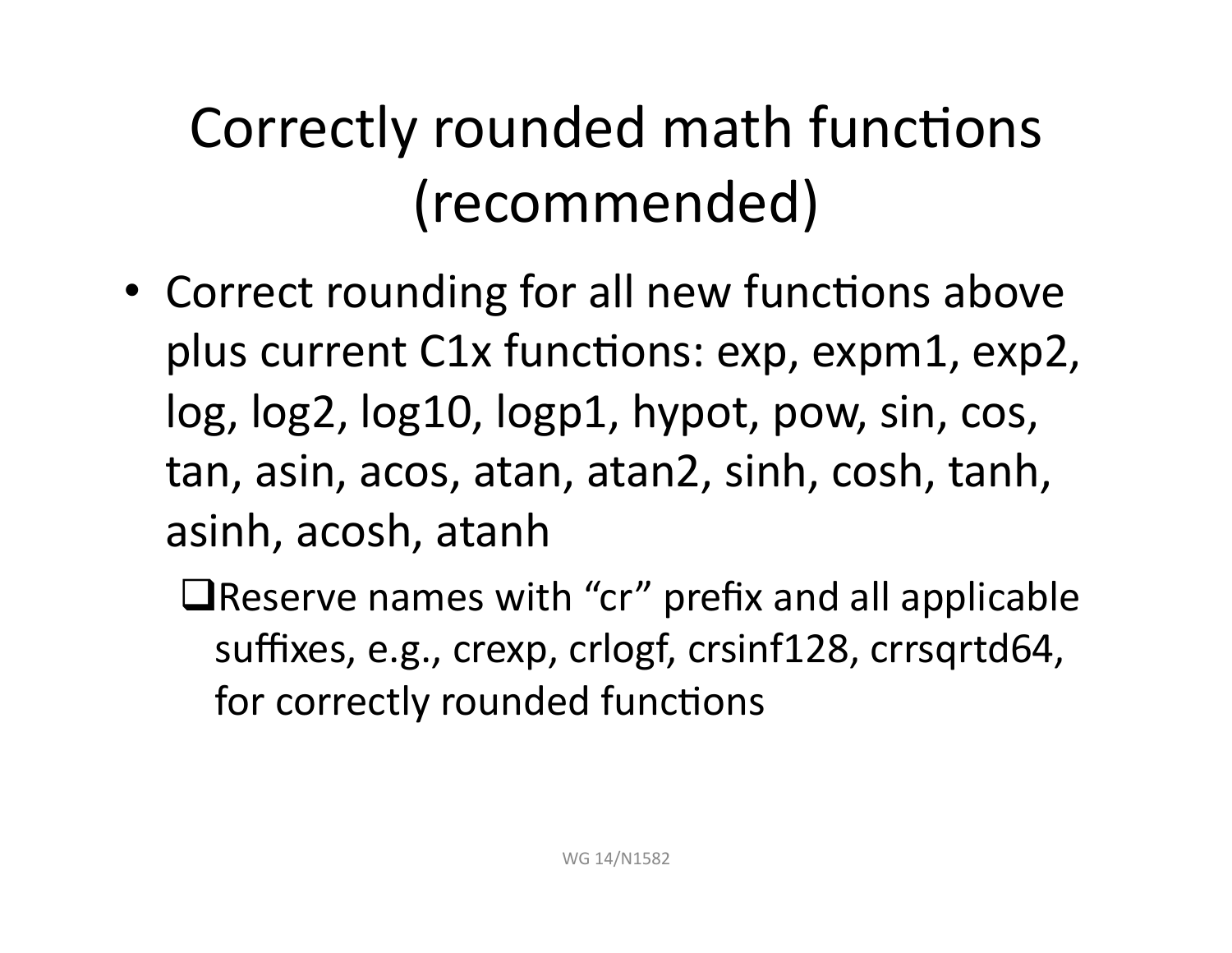# Correctly rounded math functions (recommended)

- Correct rounding for all new functions above plus current C1x functions: exp, expm1, exp2, log, log2, log10, logp1, hypot, pow, sin, cos, tan, asin, acos, atan, atan2, sinh, cosh, tanh, asinh, acosh, atanh
  - ❑ Reserve names with "cr" prefix and all applicable suffixes, e.g., crexp, crlogf, crsinf128, crrsqrtd64, for correctly rounded functions

WG 14/N1582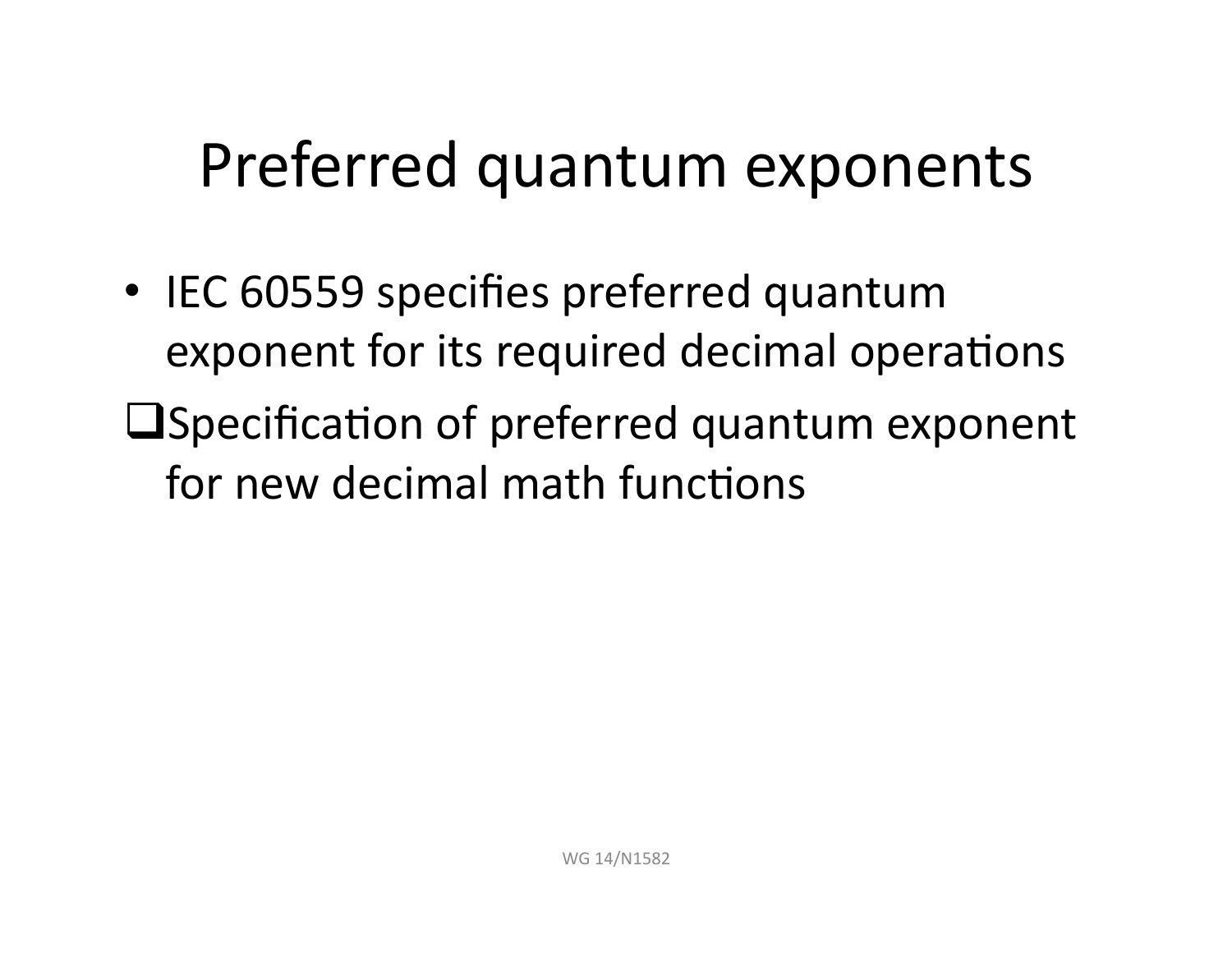# Preferred quantum exponents

- IEC 60559 specifies preferred quantum exponent for its required decimal operations
- ❑ Specification of preferred quantum exponent for new decimal math functions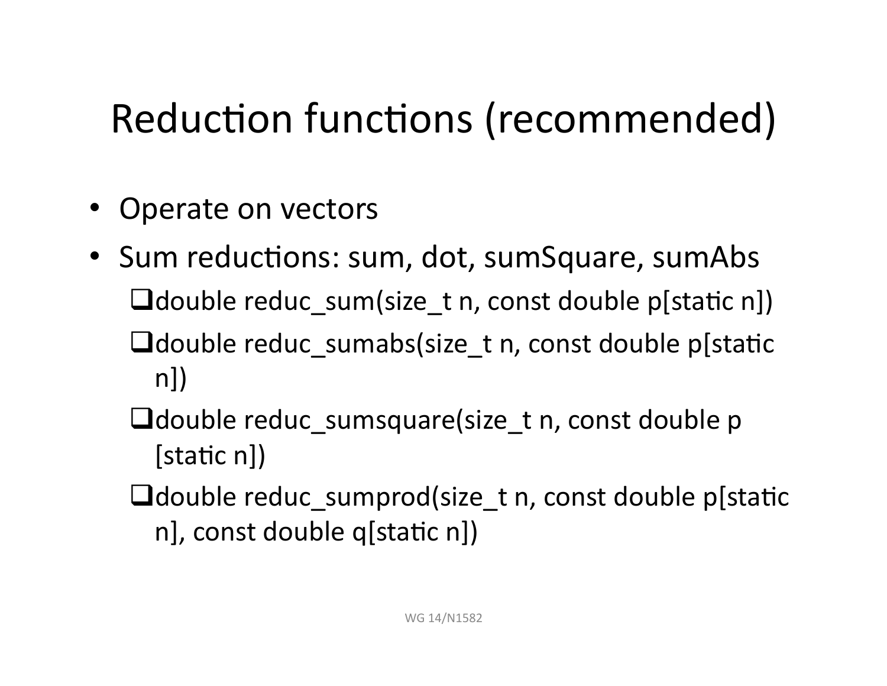# Reduction functions (recommended)

- Operate on vectors
- Sum reductions: sum, dot, sumSquare, sumAbs
  - double reduc_sum(size_t n, const double p[static n])
  - double reduc_sumabs(size_t n, const double p[static n])
  - double reduc_sumsquare(size_t n, const double p [static n])
  - double reduc_sumprod(size_t n, const double p[static n], const double q[static n])

WG 14/N1582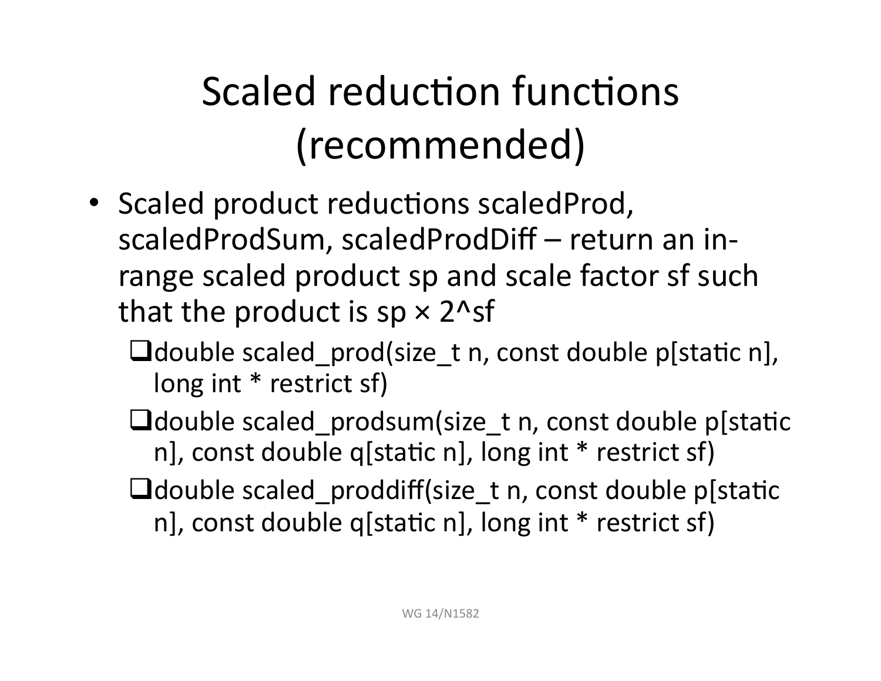# Scaled reduction functions (recommended)

- Scaled product reductions scaledProd, scaledProdSum, scaledProdDiff – return an in-range scaled product sp and scale factor sf such that the product is sp × 2^sf
  - ❑double scaled_prod(size_t n, const double p[static n], long int * restrict sf)
  - ❑double scaled_prodsum(size_t n, const double p[static n], const double q[static n], long int * restrict sf)
  - ❑double scaled_proddiff(size_t n, const double p[static n], const double q[static n], long int * restrict sf)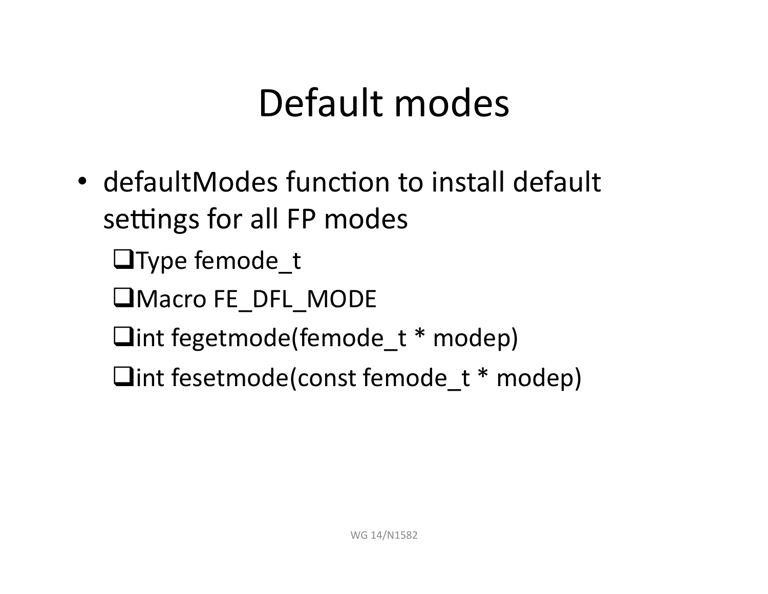# Default modes

- defaultModes function to install default settings for all FP modes
  - Type femode_t
  - Macro FE_DFL_MODE
  - int fegetmode(femode_t * modep)
  - int fesetmode(const femode_t * modep)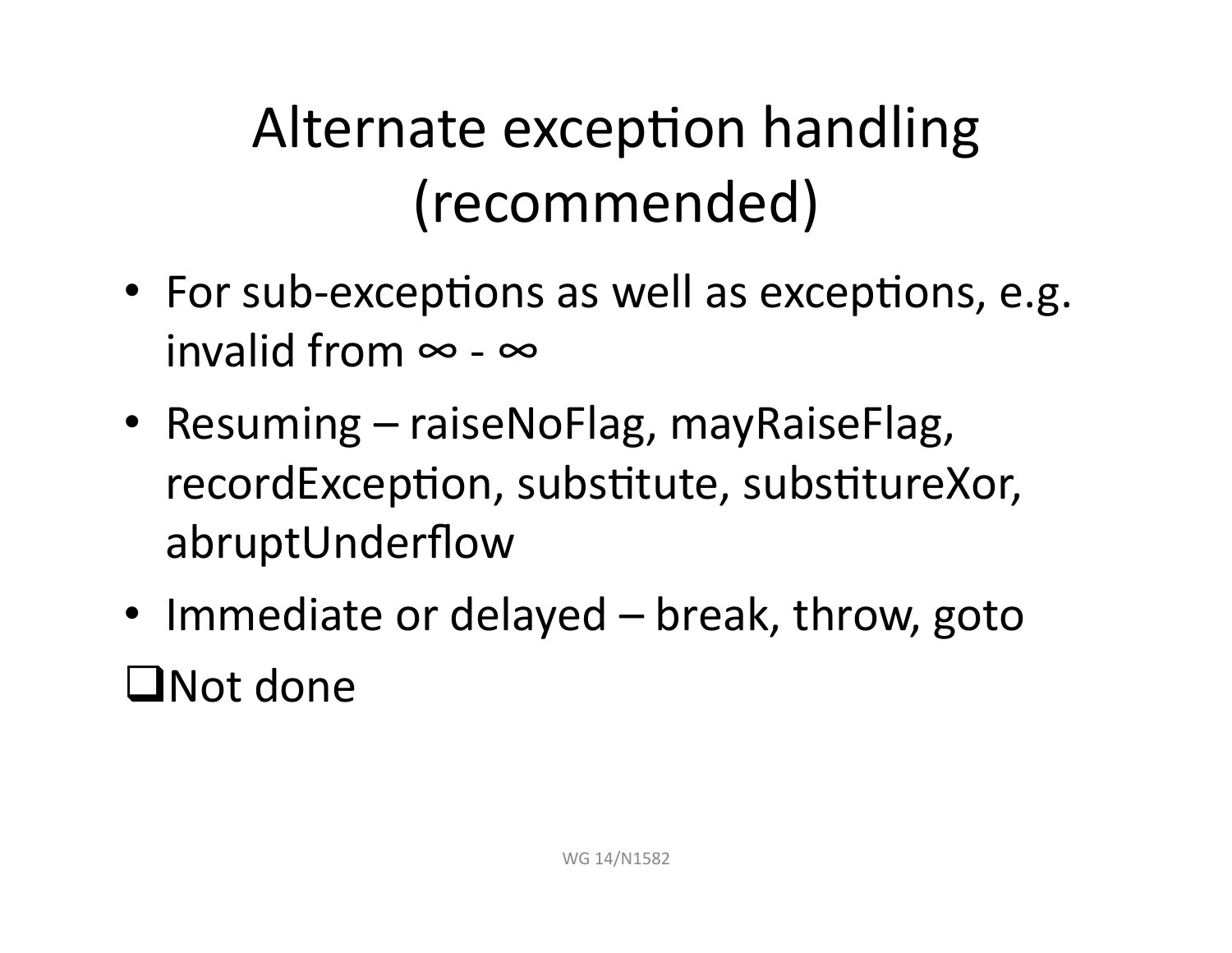# Alternate exception handling (recommended)

- For sub-exceptions as well as exceptions, e.g. invalid from ∞ - ∞
- Resuming – raiseNoFlag, mayRaiseFlag, recordException, substitute, substitureXor, abruptUnderflow
- Immediate or delayed – break, throw, goto

❑Not done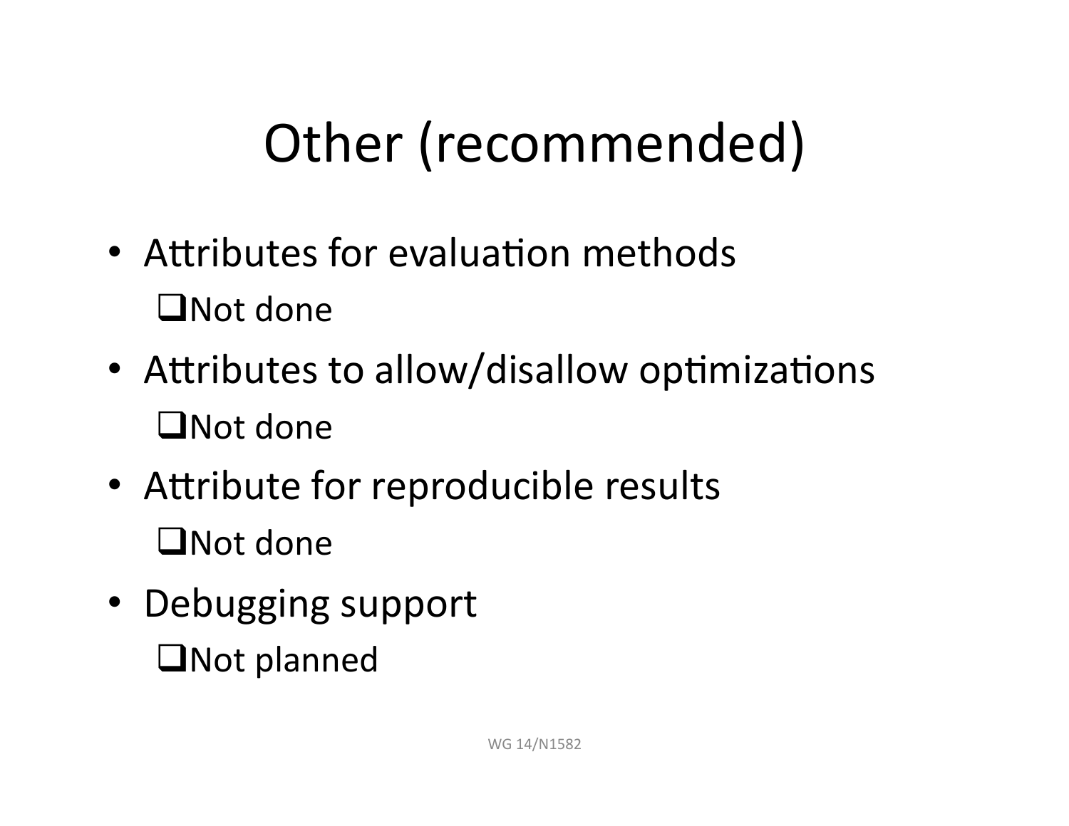# Other (recommended)

- Attributes for evaluation methods
  - ❑Not done
- Attributes to allow/disallow optimizations
  - ❑Not done
- Attribute for reproducible results
  - ❑Not done
- Debugging support
  - ❑Not planned